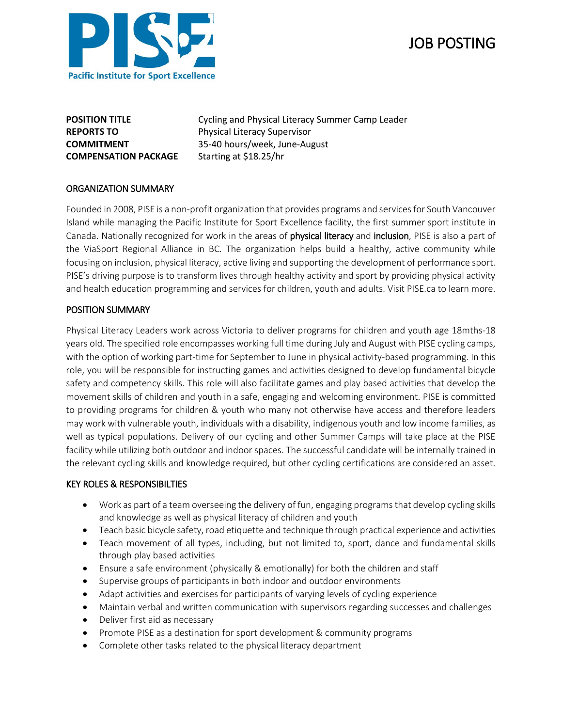Pacific Institute for Sport Excellence

# JOB POSTING

| | |
|---|---|
| **POSITION TITLE** | Cycling and Physical Literacy Summer Camp Leader |
| **REPORTS TO** | Physical Literacy Supervisor |
| **COMMITMENT** | 35-40 hours/week, June-August |
| **COMPENSATION PACKAGE** | Starting at $18.25/hr |

## ORGANIZATION SUMMARY

Founded in 2008, PISE is a non-profit organization that provides programs and services for South Vancouver Island while managing the Pacific Institute for Sport Excellence facility, the first summer sport institute in Canada. Nationally recognized for work in the areas of physical literacy and inclusion, PISE is also a part of the ViaSport Regional Alliance in BC. The organization helps build a healthy, active community while focusing on inclusion, physical literacy, active living and supporting the development of performance sport. PISE's driving purpose is to transform lives through healthy activity and sport by providing physical activity and health education programming and services for children, youth and adults. Visit PISE.ca to learn more.

## POSITION SUMMARY

Physical Literacy Leaders work across Victoria to deliver programs for children and youth age 18mths-18 years old. The specified role encompasses working full time during July and August with PISE cycling camps, with the option of working part-time for September to June in physical activity-based programming. In this role, you will be responsible for instructing games and activities designed to develop fundamental bicycle safety and competency skills. This role will also facilitate games and play based activities that develop the movement skills of children and youth in a safe, engaging and welcoming environment. PISE is committed to providing programs for children & youth who many not otherwise have access and therefore leaders may work with vulnerable youth, individuals with a disability, indigenous youth and low income families, as well as typical populations. Delivery of our cycling and other Summer Camps will take place at the PISE facility while utilizing both outdoor and indoor spaces. The successful candidate will be internally trained in the relevant cycling skills and knowledge required, but other cycling certifications are considered an asset.

## KEY ROLES & RESPONSIBILTIES

- Work as part of a team overseeing the delivery of fun, engaging programs that develop cycling skills and knowledge as well as physical literacy of children and youth
- Teach basic bicycle safety, road etiquette and technique through practical experience and activities
- Teach movement of all types, including, but not limited to, sport, dance and fundamental skills through play based activities
- Ensure a safe environment (physically & emotionally) for both the children and staff
- Supervise groups of participants in both indoor and outdoor environments
- Adapt activities and exercises for participants of varying levels of cycling experience
- Maintain verbal and written communication with supervisors regarding successes and challenges
- Deliver first aid as necessary
- Promote PISE as a destination for sport development & community programs
- Complete other tasks related to the physical literacy department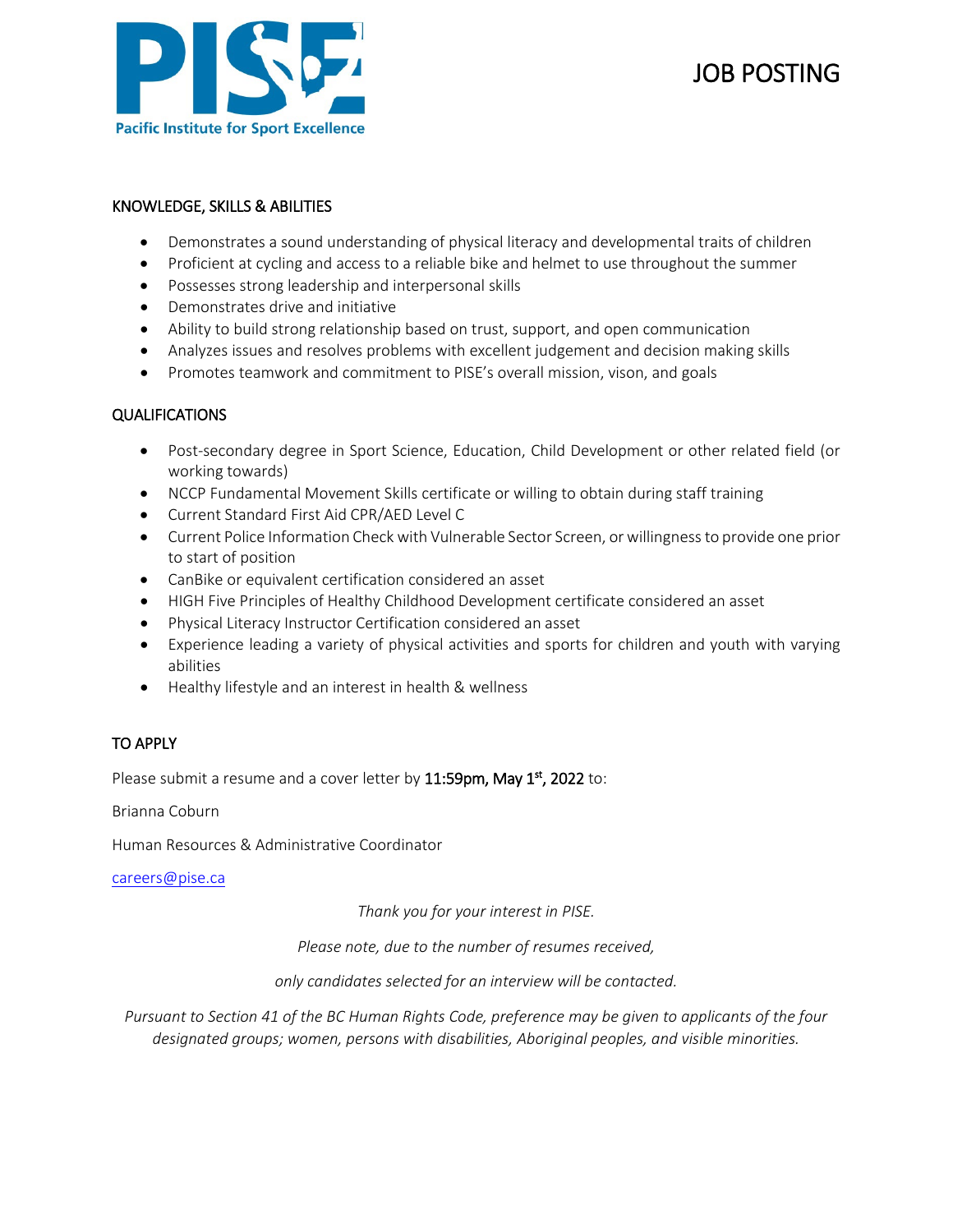## KNOWLEDGE, SKILLS & ABILITIES

- Demonstrates a sound understanding of physical literacy and developmental traits of children
- Proficient at cycling and access to a reliable bike and helmet to use throughout the summer
- Possesses strong leadership and interpersonal skills
- Demonstrates drive and initiative
- Ability to build strong relationship based on trust, support, and open communication
- Analyzes issues and resolves problems with excellent judgement and decision making skills
- Promotes teamwork and commitment to PISE's overall mission, vison, and goals

## QUALIFICATIONS

- Post-secondary degree in Sport Science, Education, Child Development or other related field (or working towards)
- NCCP Fundamental Movement Skills certificate or willing to obtain during staff training
- Current Standard First Aid CPR/AED Level C
- Current Police Information Check with Vulnerable Sector Screen, or willingness to provide one prior to start of position
- CanBike or equivalent certification considered an asset
- HIGH Five Principles of Healthy Childhood Development certificate considered an asset
- Physical Literacy Instructor Certification considered an asset
- Experience leading a variety of physical activities and sports for children and youth with varying abilities
- Healthy lifestyle and an interest in health & wellness

## TO APPLY

Please submit a resume and a cover letter by **11:59pm, May 1st, 2022** to:

Brianna Coburn

Human Resources & Administrative Coordinator

careers@pise.ca

*Thank you for your interest in PISE.*

*Please note, due to the number of resumes received,*

*only candidates selected for an interview will be contacted.*

*Pursuant to Section 41 of the BC Human Rights Code, preference may be given to applicants of the four designated groups; women, persons with disabilities, Aboriginal peoples, and visible minorities.*